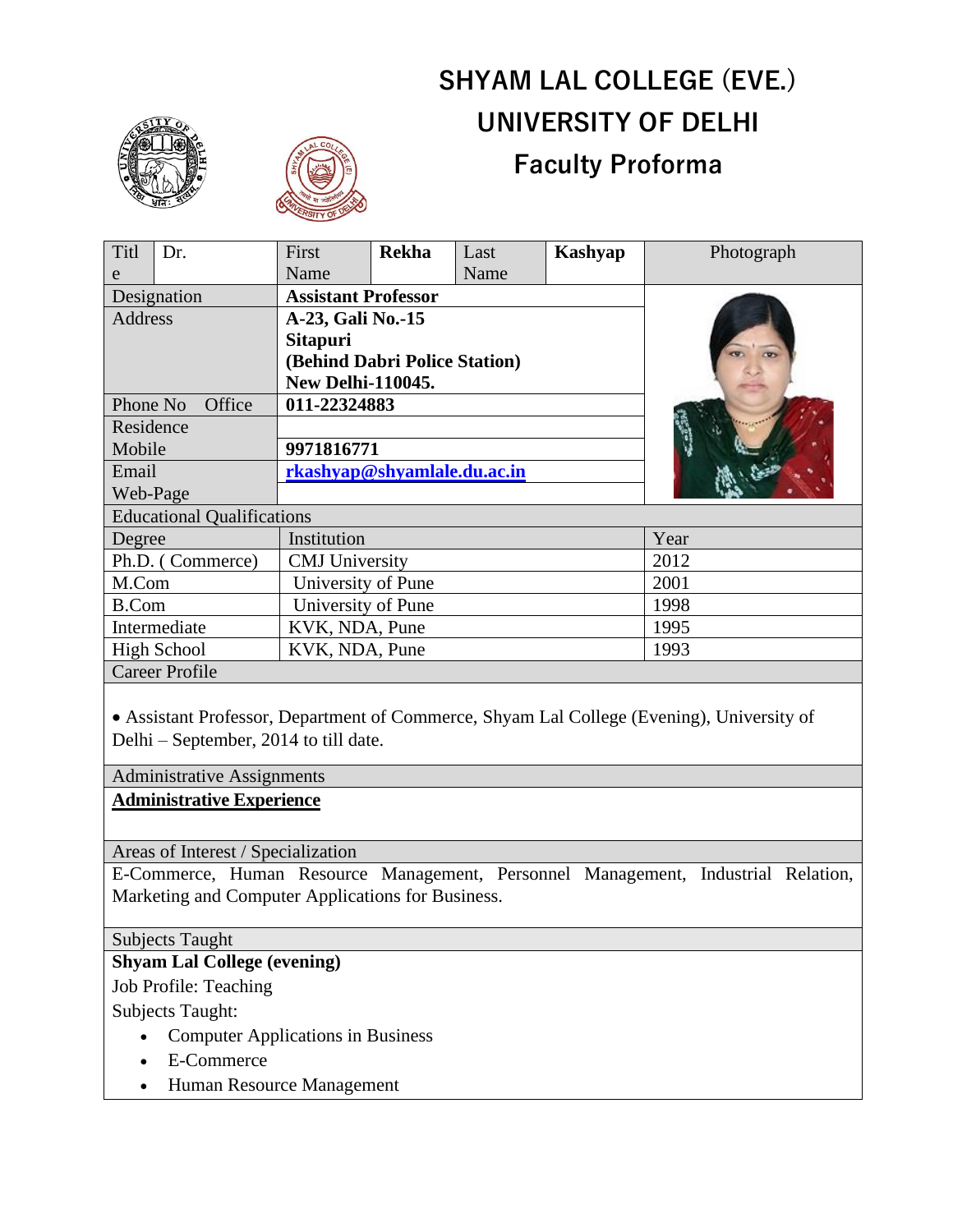# SHYAM LAL COLLEGE (EVE.)
# UNIVERSITY OF DELHI
## Faculty Proforma

| Title | Dr. | First Name | **Rekha** | Last Name | **Kashyap** | Photograph |
|---|---|---|---|---|---|---|
| Designation | | **Assistant Professor** | | | | |
| Address | | **A-23, Gali No.-15 Sitapuri (Behind Dabri Police Station) New Delhi-110045.** | | | | |
| Phone No Office | | **011-22324883** | | | | |
| Residence | | | | | | |
| Mobile | | **9971816771** | | | | |
| Email | | **rkashyap@shyamlale.du.ac.in** | | | | |
| Web-Page | | | | | | |

### Educational Qualifications

| Degree | Institution | Year |
|---|---|---|
| Ph.D. ( Commerce) | CMJ University | 2012 |
| M.Com | University of Pune | 2001 |
| B.Com | University of Pune | 1998 |
| Intermediate | KVK, NDA, Pune | 1995 |
| High School | KVK, NDA, Pune | 1993 |

### Career Profile

- Assistant Professor, Department of Commerce, Shyam Lal College (Evening), University of Delhi – September, 2014 to till date.

### Administrative Assignments

**Administrative Experience**

### Areas of Interest / Specialization

E-Commerce, Human Resource Management, Personnel Management, Industrial Relation, Marketing and Computer Applications for Business.

### Subjects Taught

**Shyam Lal College (evening)**

Job Profile: Teaching

Subjects Taught:

- Computer Applications in Business
- E-Commerce
- Human Resource Management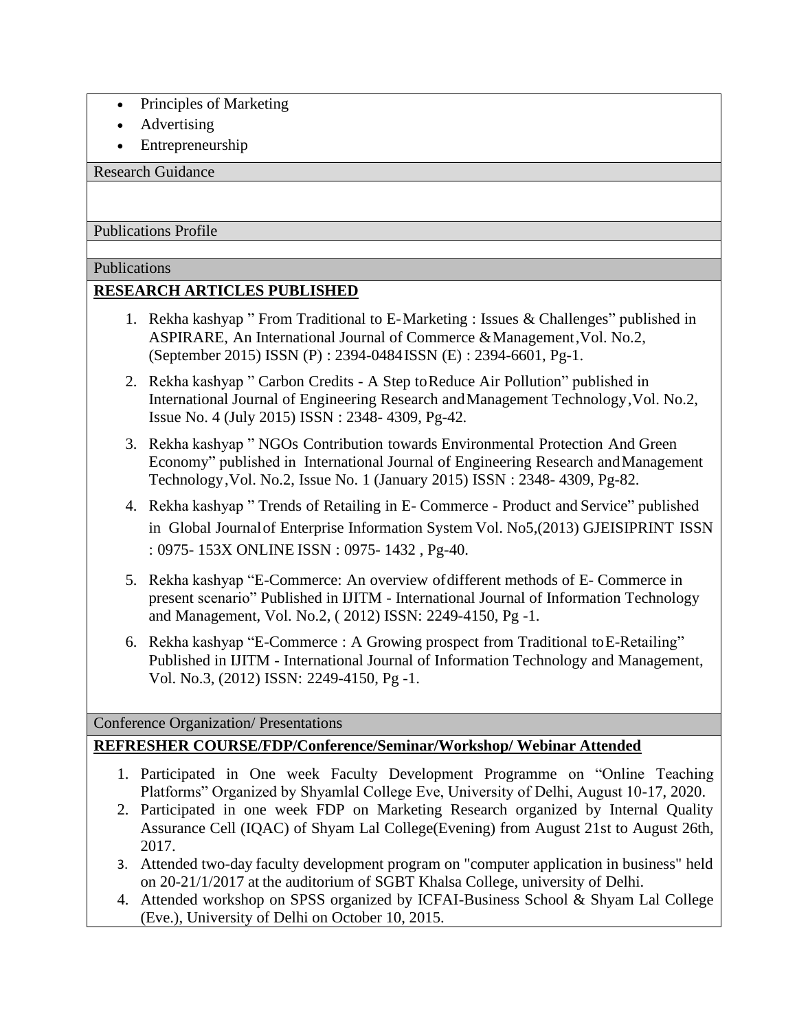- Principles of Marketing
- Advertising
- Entrepreneurship

Research Guidance

Publications Profile

Publications

**RESEARCH ARTICLES PUBLISHED**

1. Rekha kashyap " From Traditional to E-Marketing : Issues & Challenges" published in ASPIRARE, An International Journal of Commerce & Management, Vol. No.2, (September 2015) ISSN (P) : 2394-0484 ISSN (E) : 2394-6601, Pg-1.
2. Rekha kashyap " Carbon Credits - A Step to Reduce Air Pollution" published in International Journal of Engineering Research and Management Technology, Vol. No.2, Issue No. 4 (July 2015) ISSN : 2348- 4309, Pg-42.
3. Rekha kashyap " NGOs Contribution towards Environmental Protection And Green Economy" published in International Journal of Engineering Research and Management Technology, Vol. No.2, Issue No. 1 (January 2015) ISSN : 2348- 4309, Pg-82.
4. Rekha kashyap " Trends of Retailing in E- Commerce - Product and Service" published in Global Journal of Enterprise Information System Vol. No5,(2013) GJEISIPRINT ISSN : 0975- 153X ONLINE ISSN : 0975- 1432 , Pg-40.
5. Rekha kashyap "E-Commerce: An overview of different methods of E- Commerce in present scenario" Published in IJITM - International Journal of Information Technology and Management, Vol. No.2, ( 2012) ISSN: 2249-4150, Pg -1.
6. Rekha kashyap "E-Commerce : A Growing prospect from Traditional to E-Retailing" Published in IJITM - International Journal of Information Technology and Management, Vol. No.3, (2012) ISSN: 2249-4150, Pg -1.

Conference Organization/ Presentations

**REFRESHER COURSE/FDP/Conference/Seminar/Workshop/ Webinar Attended**

1. Participated in One week Faculty Development Programme on "Online Teaching Platforms" Organized by Shyamlal College Eve, University of Delhi, August 10-17, 2020.
2. Participated in one week FDP on Marketing Research organized by Internal Quality Assurance Cell (IQAC) of Shyam Lal College(Evening) from August 21st to August 26th, 2017.
3. Attended two-day faculty development program on "computer application in business" held on 20-21/1/2017 at the auditorium of SGBT Khalsa College, university of Delhi.
4. Attended workshop on SPSS organized by ICFAI-Business School & Shyam Lal College (Eve.), University of Delhi on October 10, 2015.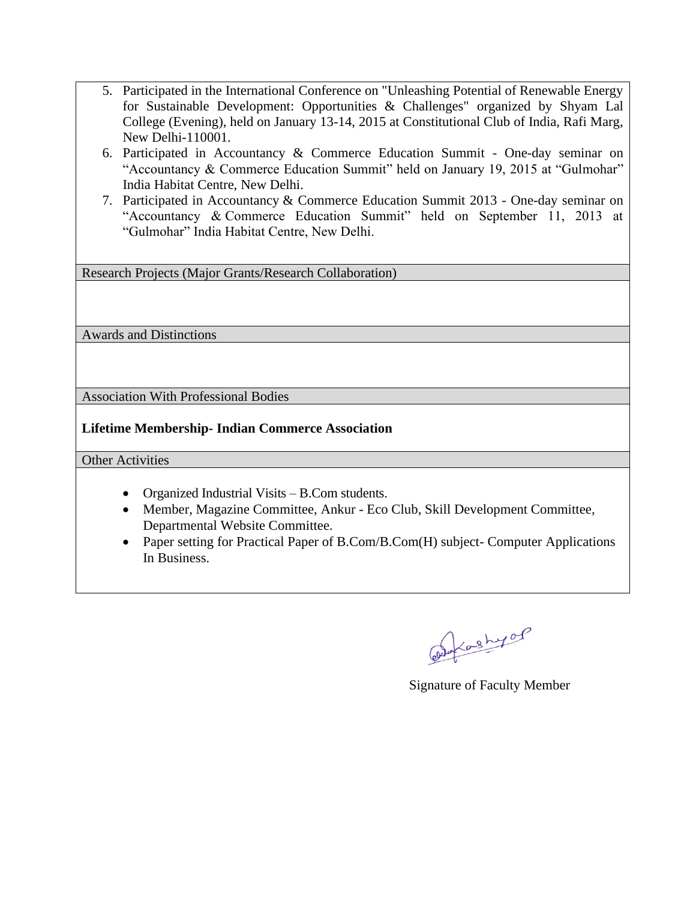5. Participated in the International Conference on "Unleashing Potential of Renewable Energy for Sustainable Development: Opportunities & Challenges" organized by Shyam Lal College (Evening), held on January 13-14, 2015 at Constitutional Club of India, Rafi Marg, New Delhi-110001.
6. Participated in Accountancy & Commerce Education Summit - One-day seminar on "Accountancy & Commerce Education Summit" held on January 19, 2015 at "Gulmohar" India Habitat Centre, New Delhi.
7. Participated in Accountancy & Commerce Education Summit 2013 - One-day seminar on "Accountancy & Commerce Education Summit" held on September 11, 2013 at "Gulmohar" India Habitat Centre, New Delhi.

## Research Projects (Major Grants/Research Collaboration)

## Awards and Distinctions

## Association With Professional Bodies

**Lifetime Membership- Indian Commerce Association**

## Other Activities

- Organized Industrial Visits – B.Com students.
- Member, Magazine Committee, Ankur - Eco Club, Skill Development Committee, Departmental Website Committee.
- Paper setting for Practical Paper of B.Com/B.Com(H) subject- Computer Applications In Business.

Signature of Faculty Member